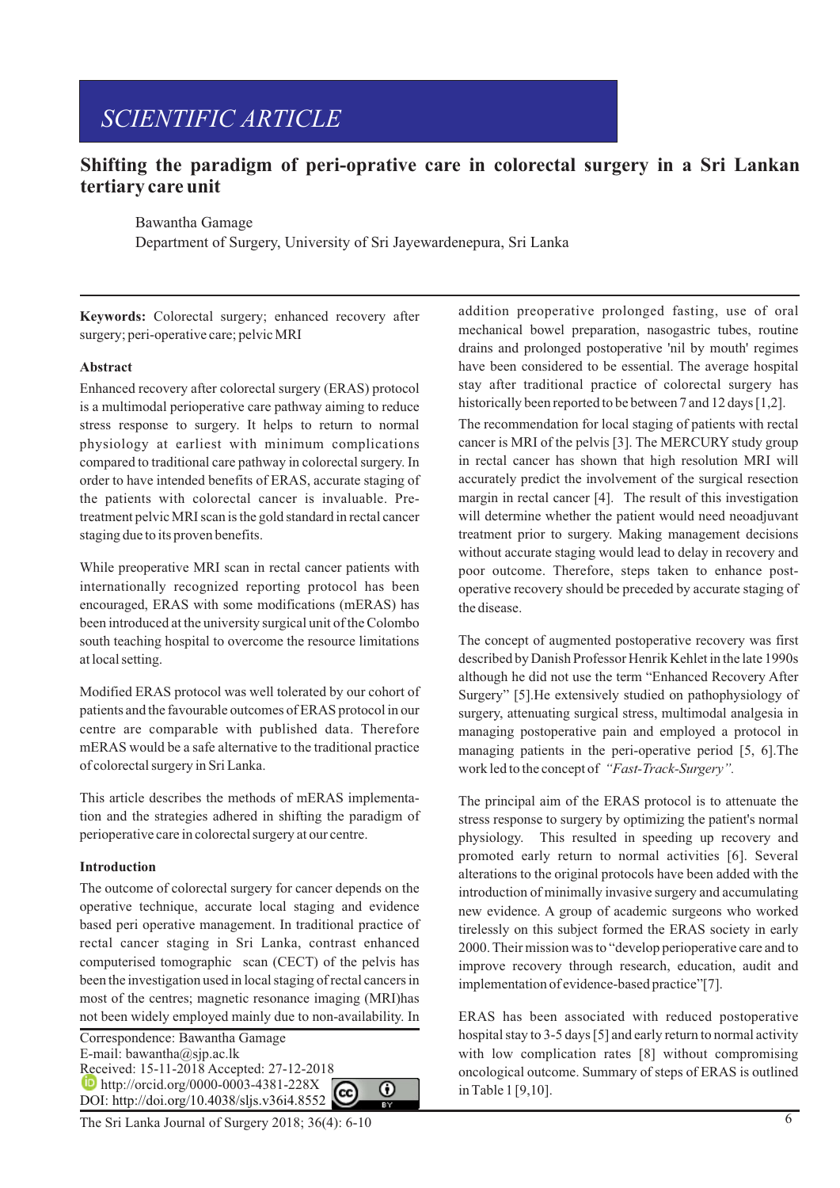SCIENTIFIC ARTICLE

# Shifting the paradigm of peri-oprative care in colorectal surgery in a Sri Lankan tertiary care unit

Bawantha Gamage

Department of Surgery, University of Sri Jayewardenepura, Sri Lanka

**Keywords:** Colorectal surgery; enhanced recovery after surgery; peri-operative care; pelvic MRI

## Abstract

Enhanced recovery after colorectal surgery (ERAS) protocol is a multimodal perioperative care pathway aiming to reduce stress response to surgery. It helps to return to normal physiology at earliest with minimum complications compared to traditional care pathway in colorectal surgery. In order to have intended benefits of ERAS, accurate staging of the patients with colorectal cancer is invaluable. Pre-treatment pelvic MRI scan is the gold standard in rectal cancer staging due to its proven benefits.

While preoperative MRI scan in rectal cancer patients with internationally recognized reporting protocol has been encouraged, ERAS with some modifications (mERAS) has been introduced at the university surgical unit of the Colombo south teaching hospital to overcome the resource limitations at local setting.

Modified ERAS protocol was well tolerated by our cohort of patients and the favourable outcomes of ERAS protocol in our centre are comparable with published data. Therefore mERAS would be a safe alternative to the traditional practice of colorectal surgery in Sri Lanka.

This article describes the methods of mERAS implementation and the strategies adhered in shifting the paradigm of perioperative care in colorectal surgery at our centre.

## Introduction

The outcome of colorectal surgery for cancer depends on the operative technique, accurate local staging and evidence based peri operative management. In traditional practice of rectal cancer staging in Sri Lanka, contrast enhanced computerised tomographic scan (CECT) of the pelvis has been the investigation used in local staging of rectal cancers in most of the centres; magnetic resonance imaging (MRI)has not been widely employed mainly due to non-availability. In addition preoperative prolonged fasting, use of oral mechanical bowel preparation, nasogastric tubes, routine drains and prolonged postoperative 'nil by mouth' regimes have been considered to be essential. The average hospital stay after traditional practice of colorectal surgery has historically been reported to be between 7 and 12 days [1,2].

The recommendation for local staging of patients with rectal cancer is MRI of the pelvis [3]. The MERCURY study group in rectal cancer has shown that high resolution MRI will accurately predict the involvement of the surgical resection margin in rectal cancer [4]. The result of this investigation will determine whether the patient would need neoadjuvant treatment prior to surgery. Making management decisions without accurate staging would lead to delay in recovery and poor outcome. Therefore, steps taken to enhance post-operative recovery should be preceded by accurate staging of the disease.

The concept of augmented postoperative recovery was first described by Danish Professor Henrik Kehlet in the late 1990s although he did not use the term "Enhanced Recovery After Surgery" [5].He extensively studied on pathophysiology of surgery, attenuating surgical stress, multimodal analgesia in managing postoperative pain and employed a protocol in managing patients in the peri-operative period [5, 6].The work led to the concept of *"Fast-Track-Surgery".*

The principal aim of the ERAS protocol is to attenuate the stress response to surgery by optimizing the patient's normal physiology. This resulted in speeding up recovery and promoted early return to normal activities [6]. Several alterations to the original protocols have been added with the introduction of minimally invasive surgery and accumulating new evidence. A group of academic surgeons who worked tirelessly on this subject formed the ERAS society in early 2000. Their mission was to "develop perioperative care and to improve recovery through research, education, audit and implementation of evidence-based practice"[7].

ERAS has been associated with reduced postoperative hospital stay to 3-5 days [5] and early return to normal activity with low complication rates [8] without compromising oncological outcome. Summary of steps of ERAS is outlined in Table 1 [9,10].

Correspondence: Bawantha Gamage
E-mail: bawantha@sjp.ac.lk
Received: 15-11-2018 Accepted: 27-12-2018
http://orcid.org/0000-0003-4381-228X
DOI: http://doi.org/10.4038/sljs.v36i4.8552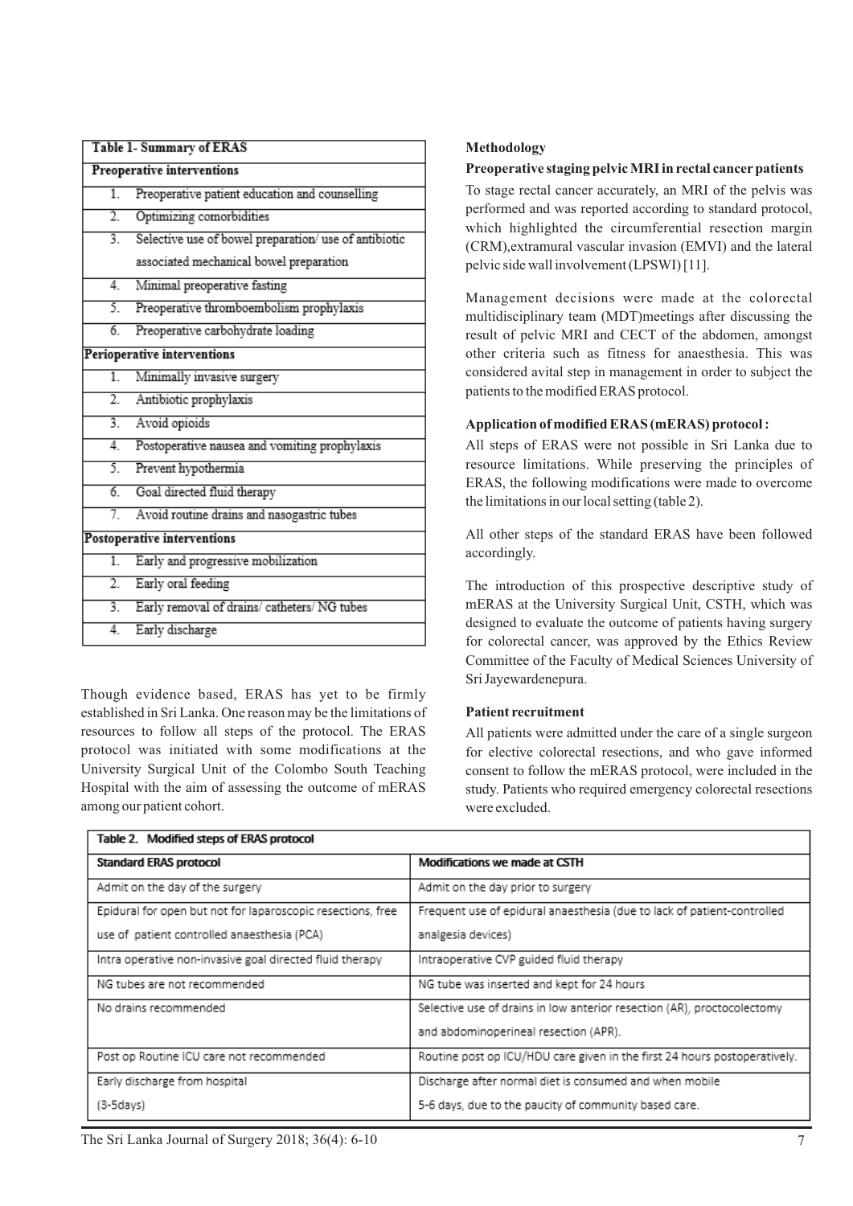| Table 1- Summary of ERAS |
|---|
| **Preoperative interventions** |
| 1. Preoperative patient education and counselling |
| 2. Optimizing comorbidities |
| 3. Selective use of bowel preparation/ use of antibiotic associated mechanical bowel preparation |
| 4. Minimal preoperative fasting |
| 5. Preoperative thromboembolism prophylaxis |
| 6. Preoperative carbohydrate loading |
| **Perioperative interventions** |
| 1. Minimally invasive surgery |
| 2. Antibiotic prophylaxis |
| 3. Avoid opioids |
| 4. Postoperative nausea and vomiting prophylaxis |
| 5. Prevent hypothermia |
| 6. Goal directed fluid therapy |
| 7. Avoid routine drains and nasogastric tubes |
| **Postoperative interventions** |
| 1. Early and progressive mobilization |
| 2. Early oral feeding |
| 3. Early removal of drains/ catheters/ NG tubes |
| 4. Early discharge |

Though evidence based, ERAS has yet to be firmly established in Sri Lanka. One reason may be the limitations of resources to follow all steps of the protocol. The ERAS protocol was initiated with some modifications at the University Surgical Unit of the Colombo South Teaching Hospital with the aim of assessing the outcome of mERAS among our patient cohort.

## Methodology

### Preoperative staging pelvic MRI in rectal cancer patients

To stage rectal cancer accurately, an MRI of the pelvis was performed and was reported according to standard protocol, which highlighted the circumferential resection margin (CRM),extramural vascular invasion (EMVI) and the lateral pelvic side wall involvement (LPSWI) [11].

Management decisions were made at the colorectal multidisciplinary team (MDT)meetings after discussing the result of pelvic MRI and CECT of the abdomen, amongst other criteria such as fitness for anaesthesia. This was considered avital step in management in order to subject the patients to the modified ERAS protocol.

### Application of modified ERAS (mERAS) protocol :

All steps of ERAS were not possible in Sri Lanka due to resource limitations. While preserving the principles of ERAS, the following modifications were made to overcome the limitations in our local setting (table 2).

All other steps of the standard ERAS have been followed accordingly.

The introduction of this prospective descriptive study of mERAS at the University Surgical Unit, CSTH, which was designed to evaluate the outcome of patients having surgery for colorectal cancer, was approved by the Ethics Review Committee of the Faculty of Medical Sciences University of Sri Jayewardenepura.

### Patient recruitment

All patients were admitted under the care of a single surgeon for elective colorectal resections, and who gave informed consent to follow the mERAS protocol, were included in the study. Patients who required emergency colorectal resections were excluded.

Table 2. Modified steps of ERAS protocol

| Standard ERAS protocol | Modifications we made at CSTH |
|---|---|
| Admit on the day of the surgery | Admit on the day prior to surgery |
| Epidural for open but not for laparoscopic resections, free use of patient controlled anaesthesia (PCA) | Frequent use of epidural anaesthesia (due to lack of patient-controlled analgesia devices) |
| Intra operative non-invasive goal directed fluid therapy | Intraoperative CVP guided fluid therapy |
| NG tubes are not recommended | NG tube was inserted and kept for 24 hours |
| No drains recommended | Selective use of drains in low anterior resection (AR), proctocolectomy and abdominoperineal resection (APR). |
| Post op Routine ICU care not recommended | Routine post op ICU/HDU care given in the first 24 hours postoperatively. |
| Early discharge from hospital (3-5days) | Discharge after normal diet is consumed and when mobile 5-6 days, due to the paucity of community based care. |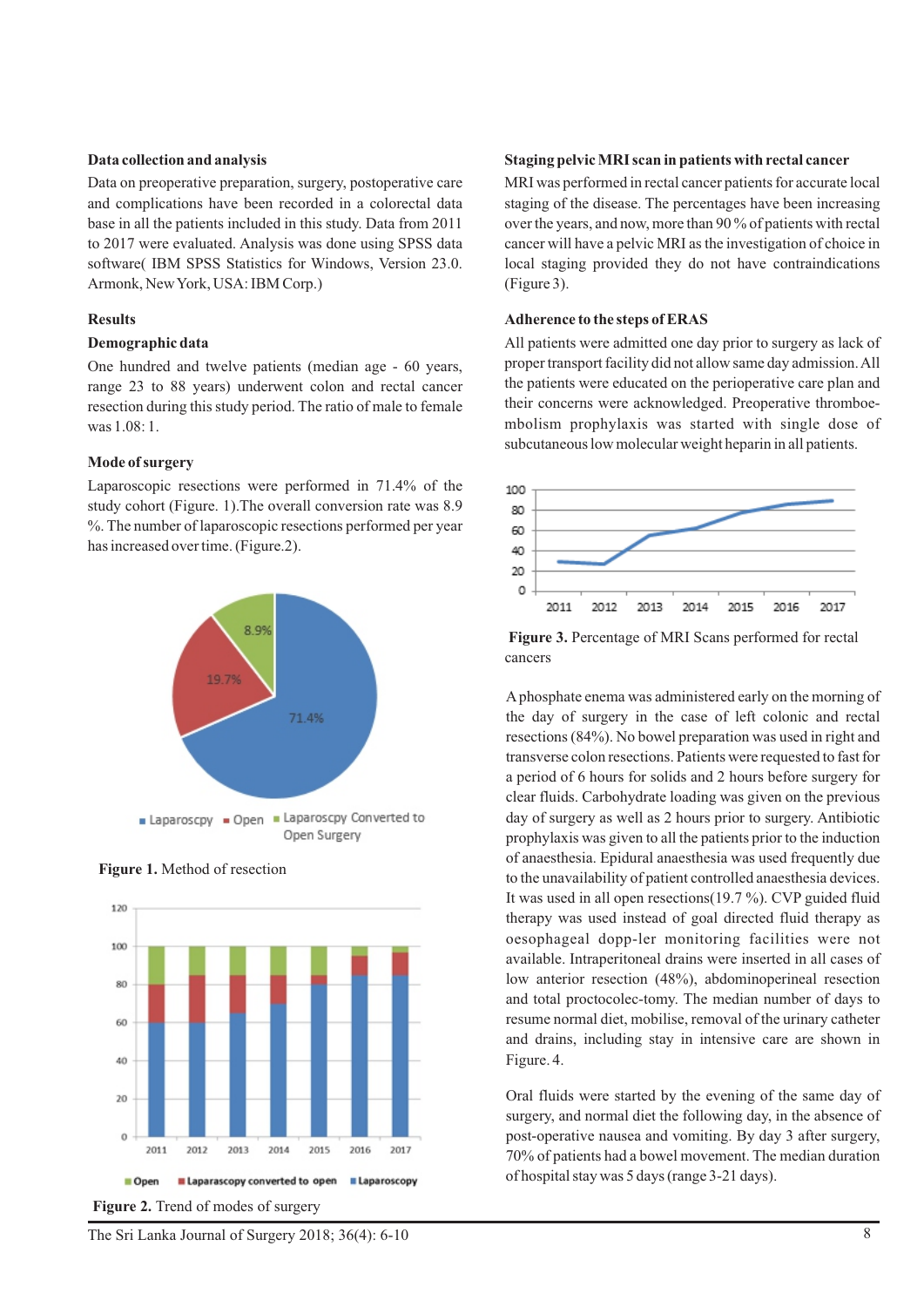### Data collection and analysis

Data on preoperative preparation, surgery, postoperative care and complications have been recorded in a colorectal data base in all the patients included in this study. Data from 2011 to 2017 were evaluated. Analysis was done using SPSS data software( IBM SPSS Statistics for Windows, Version 23.0. Armonk, New York, USA: IBM Corp.)

## Results

### Demographic data

One hundred and twelve patients (median age - 60 years, range 23 to 88 years) underwent colon and rectal cancer resection during this study period. The ratio of male to female was 1.08: 1.

### Mode of surgery

Laparoscopic resections were performed in 71.4% of the study cohort (Figure. 1).The overall conversion rate was 8.9 %. The number of laparoscopic resections performed per year has increased over time. (Figure.2).

**Figure 1.** Method of resection

**Figure 2.** Trend of modes of surgery

### Staging pelvic MRI scan in patients with rectal cancer

MRI was performed in rectal cancer patients for accurate local staging of the disease. The percentages have been increasing over the years, and now, more than 90 % of patients with rectal cancer will have a pelvic MRI as the investigation of choice in local staging provided they do not have contraindications (Figure 3).

### Adherence to the steps of ERAS

All patients were admitted one day prior to surgery as lack of proper transport facility did not allow same day admission. All the patients were educated on the perioperative care plan and their concerns were acknowledged. Preoperative thromboembolism prophylaxis was started with single dose of subcutaneous low molecular weight heparin in all patients.

**Figure 3.** Percentage of MRI Scans performed for rectal cancers

A phosphate enema was administered early on the morning of the day of surgery in the case of left colonic and rectal resections (84%). No bowel preparation was used in right and transverse colon resections. Patients were requested to fast for a period of 6 hours for solids and 2 hours before surgery for clear fluids. Carbohydrate loading was given on the previous day of surgery as well as 2 hours prior to surgery. Antibiotic prophylaxis was given to all the patients prior to the induction of anaesthesia. Epidural anaesthesia was used frequently due to the unavailability of patient controlled anaesthesia devices. It was used in all open resections(19.7 %). CVP guided fluid therapy was used instead of goal directed fluid therapy as oesophageal dopp-ler monitoring facilities were not available. Intraperitoneal drains were inserted in all cases of low anterior resection (48%), abdominoperineal resection and total proctocolec-tomy. The median number of days to resume normal diet, mobilise, removal of the urinary catheter and drains, including stay in intensive care are shown in Figure. 4.

Oral fluids were started by the evening of the same day of surgery, and normal diet the following day, in the absence of post-operative nausea and vomiting. By day 3 after surgery, 70% of patients had a bowel movement. The median duration of hospital stay was 5 days (range 3-21 days).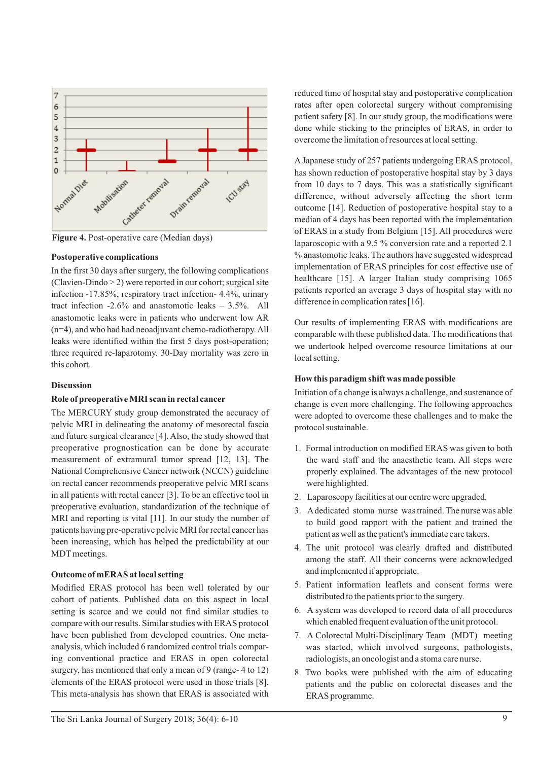Figure 4. Post-operative care (Median days)

### Postoperative complications

In the first 30 days after surgery, the following complications (Clavien-Dindo > 2) were reported in our cohort; surgical site infection -17.85%, respiratory tract infection- 4.4%, urinary tract infection -2.6% and anastomotic leaks – 3.5%. All anastomotic leaks were in patients who underwent low AR (n=4), and who had had neoadjuvant chemo-radiotherapy. All leaks were identified within the first 5 days post-operation; three required re-laparotomy. 30-Day mortality was zero in this cohort.

## Discussion

### Role of preoperative MRI scan in rectal cancer

The MERCURY study group demonstrated the accuracy of pelvic MRI in delineating the anatomy of mesorectal fascia and future surgical clearance [4]. Also, the study showed that preoperative prognostication can be done by accurate measurement of extramural tumor spread [12, 13]. The National Comprehensive Cancer network (NCCN) guideline on rectal cancer recommends preoperative pelvic MRI scans in all patients with rectal cancer [3]. To be an effective tool in preoperative evaluation, standardization of the technique of MRI and reporting is vital [11]. In our study the number of patients having pre-operative pelvic MRI for rectal cancer has been increasing, which has helped the predictability at our MDT meetings.

### Outcome of mERAS at local setting

Modified ERAS protocol has been well tolerated by our cohort of patients. Published data on this aspect in local setting is scarce and we could not find similar studies to compare with our results. Similar studies with ERAS protocol have been published from developed countries. One meta-analysis, which included 6 randomized control trials comparing conventional practice and ERAS in open colorectal surgery, has mentioned that only a mean of 9 (range- 4 to 12) elements of the ERAS protocol were used in those trials [8]. This meta-analysis has shown that ERAS is associated with reduced time of hospital stay and postoperative complication rates after open colorectal surgery without compromising patient safety [8]. In our study group, the modifications were done while sticking to the principles of ERAS, in order to overcome the limitation of resources at local setting.

A Japanese study of 257 patients undergoing ERAS protocol, has shown reduction of postoperative hospital stay by 3 days from 10 days to 7 days. This was a statistically significant difference, without adversely affecting the short term outcome [14]. Reduction of postoperative hospital stay to a median of 4 days has been reported with the implementation of ERAS in a study from Belgium [15]. All procedures were laparoscopic with a 9.5 % conversion rate and a reported 2.1 % anastomotic leaks. The authors have suggested widespread implementation of ERAS principles for cost effective use of healthcare [15]. A larger Italian study comprising 1065 patients reported an average 3 days of hospital stay with no difference in complication rates [16].

Our results of implementing ERAS with modifications are comparable with these published data. The modifications that we undertook helped overcome resource limitations at our local setting.

### How this paradigm shift was made possible

Initiation of a change is always a challenge, and sustenance of change is even more challenging. The following approaches were adopted to overcome these challenges and to make the protocol sustainable.

1. Formal introduction on modified ERAS was given to both the ward staff and the anaesthetic team. All steps were properly explained. The advantages of the new protocol were highlighted.
2. Laparoscopy facilities at our centre were upgraded.
3. A dedicated stoma nurse was trained. The nurse was able to build good rapport with the patient and trained the patient as well as the patient's immediate care takers.
4. The unit protocol was clearly drafted and distributed among the staff. All their concerns were acknowledged and implemented if appropriate.
5. Patient information leaflets and consent forms were distributed to the patients prior to the surgery.
6. A system was developed to record data of all procedures which enabled frequent evaluation of the unit protocol.
7. A Colorectal Multi-Disciplinary Team (MDT) meeting was started, which involved surgeons, pathologists, radiologists, an oncologist and a stoma care nurse.
8. Two books were published with the aim of educating patients and the public on colorectal diseases and the ERAS programme.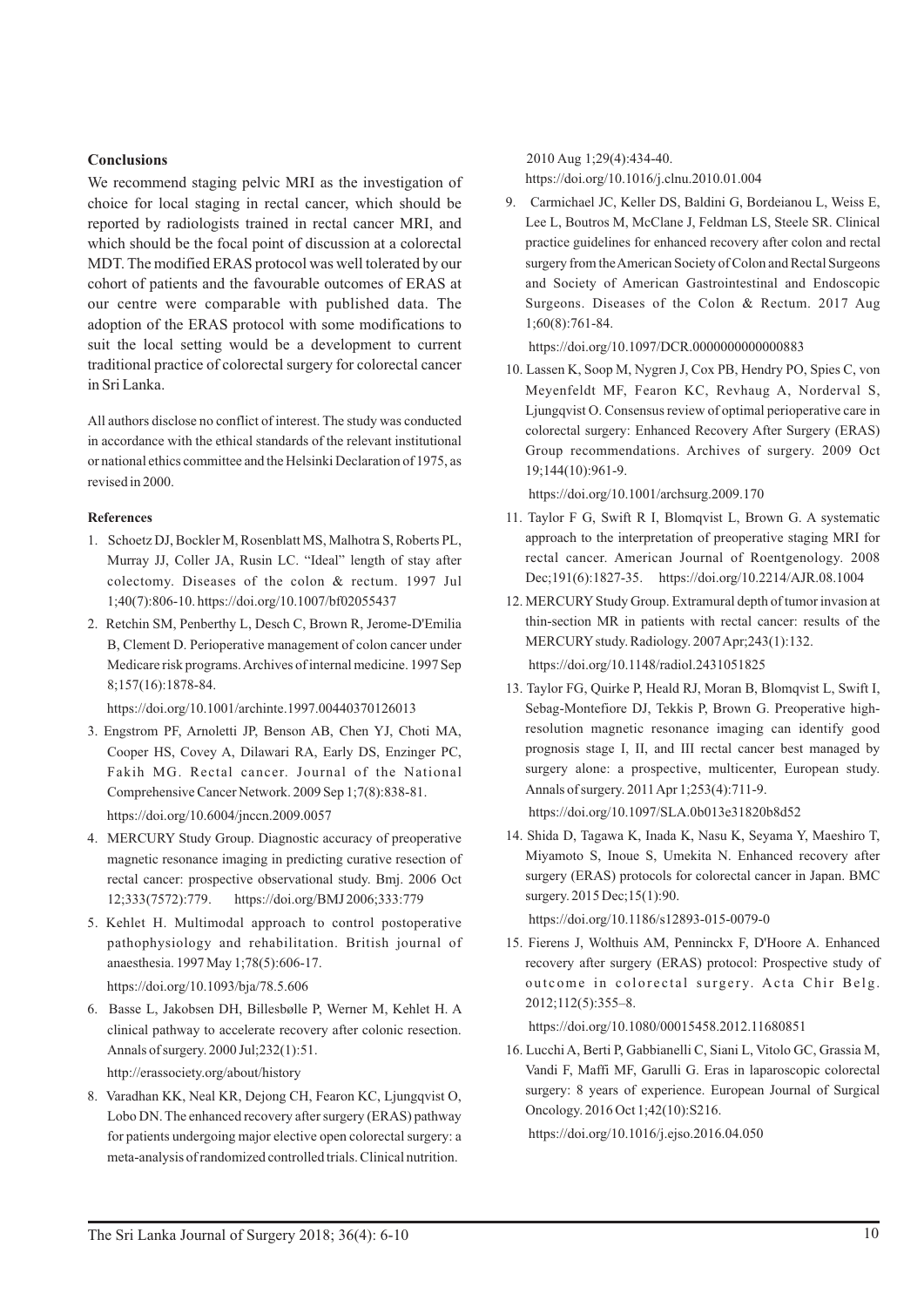### Conclusions

We recommend staging pelvic MRI as the investigation of choice for local staging in rectal cancer, which should be reported by radiologists trained in rectal cancer MRI, and which should be the focal point of discussion at a colorectal MDT. The modified ERAS protocol was well tolerated by our cohort of patients and the favourable outcomes of ERAS at our centre were comparable with published data. The adoption of the ERAS protocol with some modifications to suit the local setting would be a development to current traditional practice of colorectal surgery for colorectal cancer in Sri Lanka.

All authors disclose no conflict of interest. The study was conducted in accordance with the ethical standards of the relevant institutional or national ethics committee and the Helsinki Declaration of 1975, as revised in 2000.

### References

1. Schoetz DJ, Bockler M, Rosenblatt MS, Malhotra S, Roberts PL, Murray JJ, Coller JA, Rusin LC. "Ideal" length of stay after colectomy. Diseases of the colon & rectum. 1997 Jul 1;40(7):806-10. https://doi.org/10.1007/bf02055437
2. Retchin SM, Penberthy L, Desch C, Brown R, Jerome-D'Emilia B, Clement D. Perioperative management of colon cancer under Medicare risk programs. Archives of internal medicine. 1997 Sep 8;157(16):1878-84. https://doi.org/10.1001/archinte.1997.00440370126013
3. Engstrom PF, Arnoletti JP, Benson AB, Chen YJ, Choti MA, Cooper HS, Covey A, Dilawari RA, Early DS, Enzinger PC, Fakih MG. Rectal cancer. Journal of the National Comprehensive Cancer Network. 2009 Sep 1;7(8):838-81. https://doi.org/10.6004/jnccn.2009.0057
4. MERCURY Study Group. Diagnostic accuracy of preoperative magnetic resonance imaging in predicting curative resection of rectal cancer: prospective observational study. Bmj. 2006 Oct 12;333(7572):779. https://doi.org/BMJ 2006;333:779
5. Kehlet H. Multimodal approach to control postoperative pathophysiology and rehabilitation. British journal of anaesthesia. 1997 May 1;78(5):606-17. https://doi.org/10.1093/bja/78.5.606
6. Basse L, Jakobsen DH, Billesbølle P, Werner M, Kehlet H. A clinical pathway to accelerate recovery after colonic resection. Annals of surgery. 2000 Jul;232(1):51. http://erassociety.org/about/history
8. Varadhan KK, Neal KR, Dejong CH, Fearon KC, Ljungqvist O, Lobo DN. The enhanced recovery after surgery (ERAS) pathway for patients undergoing major elective open colorectal surgery: a meta-analysis of randomized controlled trials. Clinical nutrition. 2010 Aug 1;29(4):434-40. https://doi.org/10.1016/j.clnu.2010.01.004
9. Carmichael JC, Keller DS, Baldini G, Bordeianou L, Weiss E, Lee L, Boutros M, McClane J, Feldman LS, Steele SR. Clinical practice guidelines for enhanced recovery after colon and rectal surgery from the American Society of Colon and Rectal Surgeons and Society of American Gastrointestinal and Endoscopic Surgeons. Diseases of the Colon & Rectum. 2017 Aug 1;60(8):761-84. https://doi.org/10.1097/DCR.0000000000000883
10. Lassen K, Soop M, Nygren J, Cox PB, Hendry PO, Spies C, von Meyenfeldt MF, Fearon KC, Revhaug A, Norderval S, Ljungqvist O. Consensus review of optimal perioperative care in colorectal surgery: Enhanced Recovery After Surgery (ERAS) Group recommendations. Archives of surgery. 2009 Oct 19;144(10):961-9. https://doi.org/10.1001/archsurg.2009.170
11. Taylor F G, Swift R I, Blomqvist L, Brown G. A systematic approach to the interpretation of preoperative staging MRI for rectal cancer. American Journal of Roentgenology. 2008 Dec;191(6):1827-35. https://doi.org/10.2214/AJR.08.1004
12. MERCURY Study Group. Extramural depth of tumor invasion at thin-section MR in patients with rectal cancer: results of the MERCURY study. Radiology. 2007 Apr;243(1):132. https://doi.org/10.1148/radiol.2431051825
13. Taylor FG, Quirke P, Heald RJ, Moran B, Blomqvist L, Swift I, Sebag-Montefiore DJ, Tekkis P, Brown G. Preoperative high-resolution magnetic resonance imaging can identify good prognosis stage I, II, and III rectal cancer best managed by surgery alone: a prospective, multicenter, European study. Annals of surgery. 2011 Apr 1;253(4):711-9. https://doi.org/10.1097/SLA.0b013e31820b8d52
14. Shida D, Tagawa K, Inada K, Nasu K, Seyama Y, Maeshiro T, Miyamoto S, Inoue S, Umekita N. Enhanced recovery after surgery (ERAS) protocols for colorectal cancer in Japan. BMC surgery. 2015 Dec;15(1):90. https://doi.org/10.1186/s12893-015-0079-0
15. Fierens J, Wolthuis AM, Penninckx F, D'Hoore A. Enhanced recovery after surgery (ERAS) protocol: Prospective study of outcome in colorectal surgery. Acta Chir Belg. 2012;112(5):355–8. https://doi.org/10.1080/00015458.2012.11680851
16. Lucchi A, Berti P, Gabbianelli C, Siani L, Vitolo GC, Grassia M, Vandi F, Maffi MF, Garulli G. Eras in laparoscopic colorectal surgery: 8 years of experience. European Journal of Surgical Oncology. 2016 Oct 1;42(10):S216. https://doi.org/10.1016/j.ejso.2016.04.050